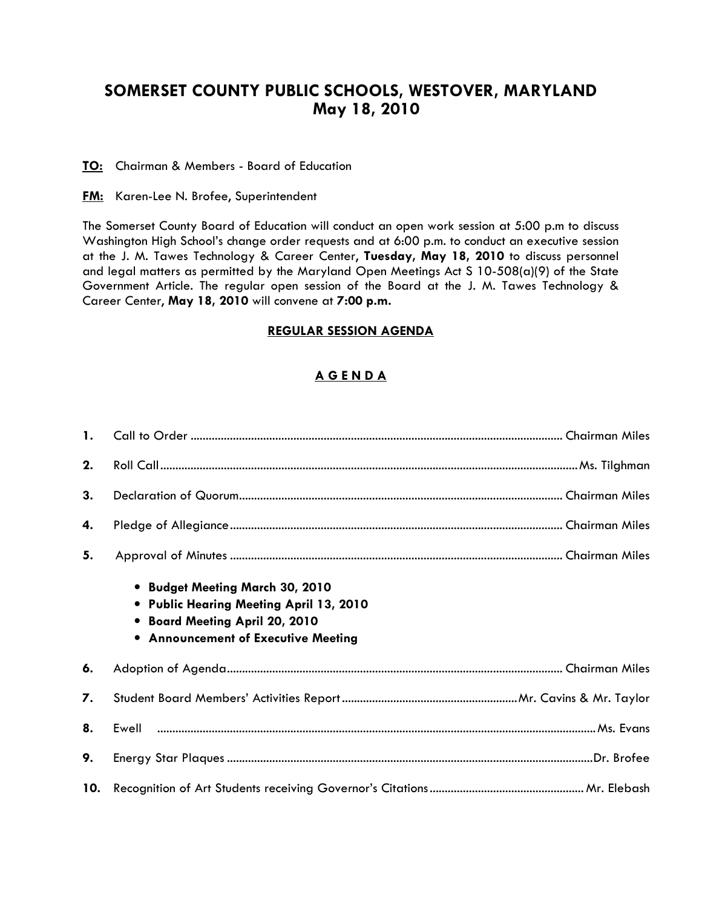# SOMERSET COUNTY PUBLIC SCHOOLS, WESTOVER, MARYLAND
## May 18, 2010

**TO:** Chairman & Members - Board of Education

**FM:** Karen-Lee N. Brofee, Superintendent

The Somerset County Board of Education will conduct an open work session at 5:00 p.m to discuss Washington High School's change order requests and at 6:00 p.m. to conduct an executive session at the J. M. Tawes Technology & Career Center**, Tuesday, May 18, 2010** to discuss personnel and legal matters as permitted by the Maryland Open Meetings Act S 10-508(a)(9) of the State Government Article. The regular open session of the Board at the J. M. Tawes Technology & Career Center**, May 18, 2010** will convene at **7:00 p.m.**

**REGULAR SESSION AGENDA**

**A G E N D A**

**1.** Call to Order ........................................ Chairman Miles

**2.** Roll Call ........................................ Ms. Tilghman

**3.** Declaration of Quorum ........................................ Chairman Miles

**4.** Pledge of Allegiance ........................................ Chairman Miles

**5.** Approval of Minutes ........................................ Chairman Miles

- **Budget Meeting March 30, 2010**
- **Public Hearing Meeting April 13, 2010**
- **Board Meeting April 20, 2010**
- **Announcement of Executive Meeting**

**6.** Adoption of Agenda ........................................ Chairman Miles

**7.** Student Board Members' Activities Report ........................................ Mr. Cavins & Mr. Taylor

**8.** Ewell ........................................ Ms. Evans

**9.** Energy Star Plaques ........................................ Dr. Brofee

**10.** Recognition of Art Students receiving Governor's Citations ........................................ Mr. Elebash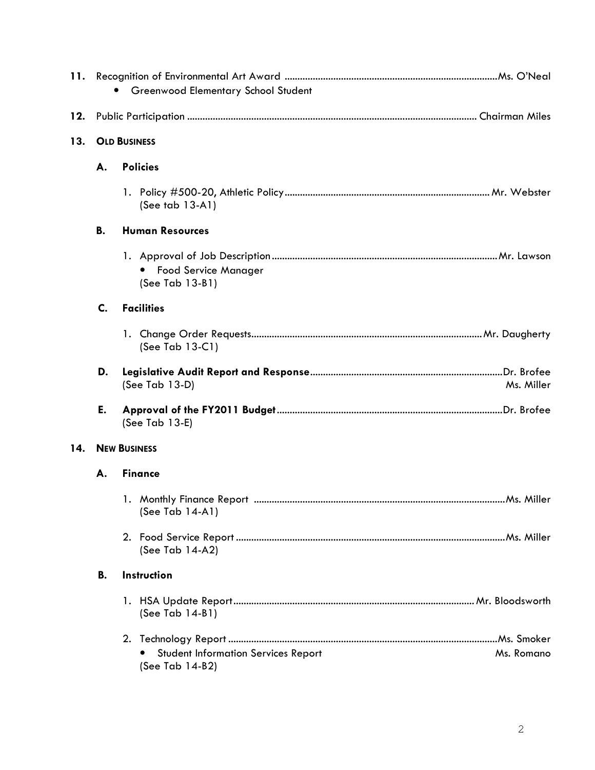11. Recognition of Environmental Art Award .................................................................................. Ms. O'Neal
    - Greenwood Elementary School Student

12. Public Participation .............................................................................................................. Chairman Miles

13. **OLD BUSINESS**

    **A. Policies**

    1. Policy #500-20, Athletic Policy ............................................................................... Mr. Webster
       (See tab 13-A1)

    **B. Human Resources**

    1. Approval of Job Description ....................................................................................... Mr. Lawson
       - Food Service Manager

       (See Tab 13-B1)

    **C. Facilities**

    1. Change Order Requests ........................................................................................... Mr. Daugherty
       (See Tab 13-C1)

    **D. Legislative Audit Report and Response** .......................................................................... Dr. Brofee
    (See Tab 13-D) Ms. Miller

    **E. Approval of the FY2011 Budget** ...................................................................................... Dr. Brofee
    (See Tab 13-E)

14. **NEW BUSINESS**

    **A. Finance**

    1. Monthly Finance Report ................................................................................................. Ms. Miller
       (See Tab 14-A1)

    2. Food Service Report ........................................................................................................ Ms. Miller
       (See Tab 14-A2)

    **B. Instruction**

    1. HSA Update Report ............................................................................................. Mr. Bloodsworth
       (See Tab 14-B1)

    2. Technology Report ........................................................................................................ Ms. Smoker
       - Student Information Services Report Ms. Romano

       (See Tab 14-B2)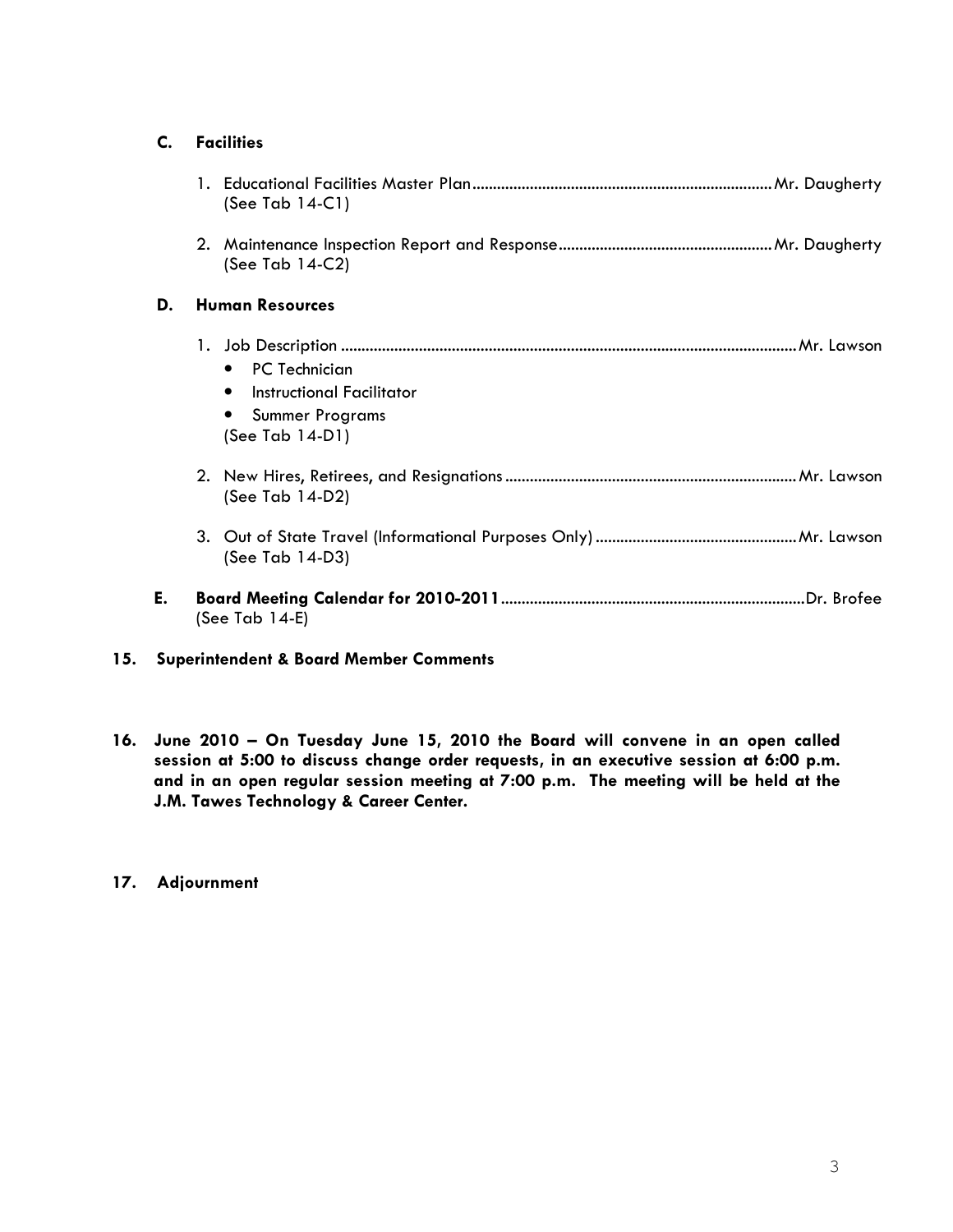**C. Facilities**

1. Educational Facilities Master Plan........................................................................Mr. Daugherty
   (See Tab 14-C1)

2. Maintenance Inspection Report and Response....................................................Mr. Daugherty
   (See Tab 14-C2)

**D. Human Resources**

1. Job Description ..............................................................................................................Mr. Lawson
   - PC Technician
   - Instructional Facilitator
   - Summer Programs

   (See Tab 14-D1)

2. New Hires, Retirees, and Resignations.......................................................................Mr. Lawson
   (See Tab 14-D2)

3. Out of State Travel (Informational Purposes Only) .................................................Mr. Lawson
   (See Tab 14-D3)

**E. Board Meeting Calendar for 2010-2011**..........................................................................Dr. Brofee
(See Tab 14-E)

**15. Superintendent & Board Member Comments**

**16. June 2010 – On Tuesday June 15, 2010 the Board will convene in an open called session at 5:00 to discuss change order requests, in an executive session at 6:00 p.m. and in an open regular session meeting at 7:00 p.m. The meeting will be held at the J.M. Tawes Technology & Career Center.**

**17. Adjournment**